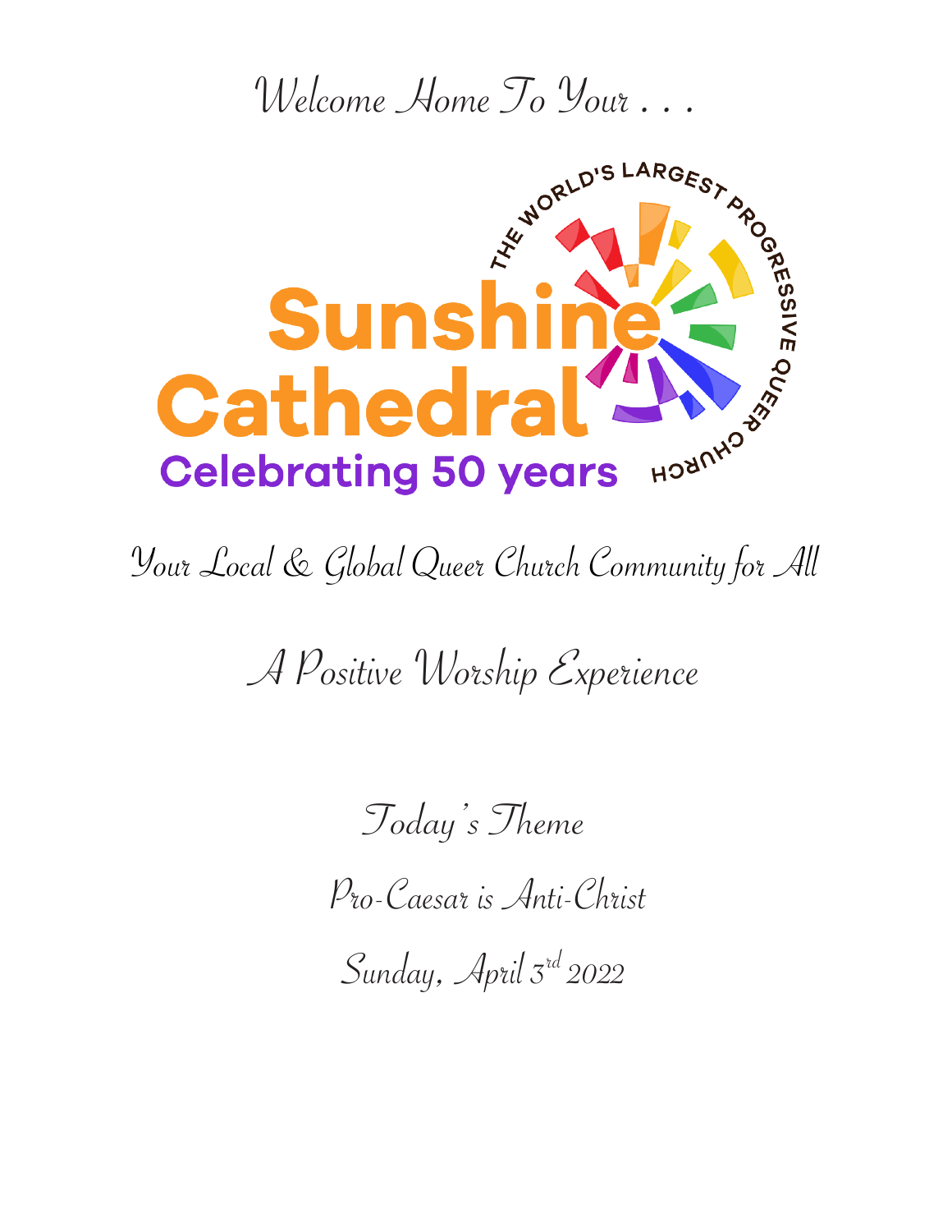Welcome Home To Your . . .

THE WORLD'S LARGEST PROGRESSIVE QUEER CHURCH

# Sunshine Cathedral

**Celebrating 50 years**

Your Local & Global Queer Church Community for All

## A Positive Worship Experience

Today's Theme

Pro-Caesar is Anti-Christ

Sunday, April 3rd 2022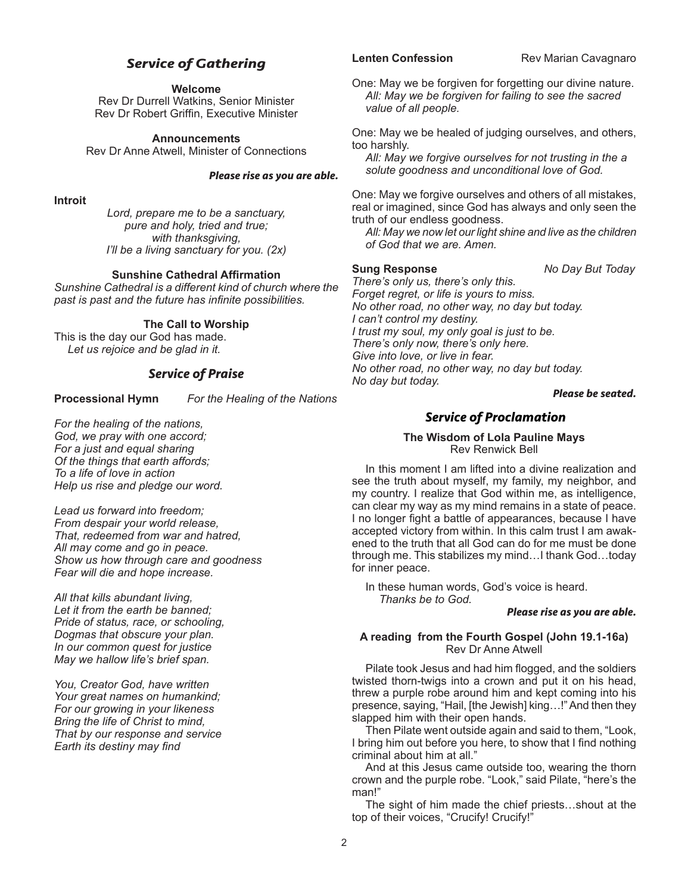## *Service of Gathering*

**Welcome**
Rev Dr Durrell Watkins, Senior Minister
Rev Dr Robert Griffin, Executive Minister

**Announcements**
Rev Dr Anne Atwell, Minister of Connections

***Please rise as you are able.***

**Introit**

*Lord, prepare me to be a sanctuary,*
*pure and holy, tried and true;*
*with thanksgiving,*
*I'll be a living sanctuary for you. (2x)*

**Sunshine Cathedral Affirmation**

*Sunshine Cathedral is a different kind of church where the past is past and the future has infinite possibilities.*

**The Call to Worship**

This is the day our God has made.
*Let us rejoice and be glad in it.*

## *Service of Praise*

**Processional Hymn** *For the Healing of the Nations*

*For the healing of the nations,*
*God, we pray with one accord;*
*For a just and equal sharing*
*Of the things that earth affords;*
*To a life of love in action*
*Help us rise and pledge our word.*

*Lead us forward into freedom;*
*From despair your world release,*
*That, redeemed from war and hatred,*
*All may come and go in peace.*
*Show us how through care and goodness*
*Fear will die and hope increase.*

*All that kills abundant living,*
*Let it from the earth be banned;*
*Pride of status, race, or schooling,*
*Dogmas that obscure your plan.*
*In our common quest for justice*
*May we hallow life's brief span.*

*You, Creator God, have written*
*Your great names on humankind;*
*For our growing in your likeness*
*Bring the life of Christ to mind,*
*That by our response and service*
*Earth its destiny may find*

**Lenten Confession** Rev Marian Cavagnaro

One: May we be forgiven for forgetting our divine nature.
*All: May we be forgiven for failing to see the sacred value of all people.*

One: May we be healed of judging ourselves, and others, too harshly.
*All: May we forgive ourselves for not trusting in the a solute goodness and unconditional love of God.*

One: May we forgive ourselves and others of all mistakes, real or imagined, since God has always and only seen the truth of our endless goodness.
*All: May we now let our light shine and live as the children of God that we are. Amen.*

**Sung Response** *No Day But Today*

*There's only us, there's only this.*
*Forget regret, or life is yours to miss.*
*No other road, no other way, no day but today.*
*I can't control my destiny.*
*I trust my soul, my only goal is just to be.*
*There's only now, there's only here.*
*Give into love, or live in fear.*
*No other road, no other way, no day but today.*
*No day but today.*

***Please be seated.***

## *Service of Proclamation*

**The Wisdom of Lola Pauline Mays**
Rev Renwick Bell

In this moment I am lifted into a divine realization and see the truth about myself, my family, my neighbor, and my country. I realize that God within me, as intelligence, can clear my way as my mind remains in a state of peace. I no longer fight a battle of appearances, because I have accepted victory from within. In this calm trust I am awakened to the truth that all God can do for me must be done through me. This stabilizes my mind…I thank God…today for inner peace.

In these human words, God's voice is heard.
*Thanks be to God.*

***Please rise as you are able.***

**A reading from the Fourth Gospel (John 19.1-16a)**
Rev Dr Anne Atwell

Pilate took Jesus and had him flogged, and the soldiers twisted thorn-twigs into a crown and put it on his head, threw a purple robe around him and kept coming into his presence, saying, "Hail, [the Jewish] king…!" And then they slapped him with their open hands.

Then Pilate went outside again and said to them, "Look, I bring him out before you here, to show that I find nothing criminal about him at all."

And at this Jesus came outside too, wearing the thorn crown and the purple robe. "Look," said Pilate, "here's the man!"

The sight of him made the chief priests…shout at the top of their voices, "Crucify! Crucify!"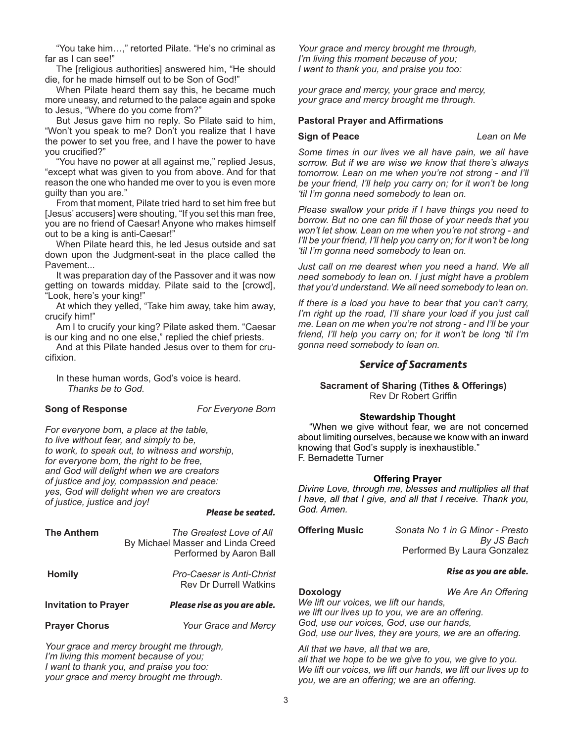"You take him…," retorted Pilate. "He's no criminal as far as I can see!"

The [religious authorities] answered him, "He should die, for he made himself out to be Son of God!"

When Pilate heard them say this, he became much more uneasy, and returned to the palace again and spoke to Jesus, "Where do you come from?"

But Jesus gave him no reply. So Pilate said to him, "Won't you speak to me? Don't you realize that I have the power to set you free, and I have the power to have you crucified?"

"You have no power at all against me," replied Jesus, "except what was given to you from above. And for that reason the one who handed me over to you is even more guilty than you are."

From that moment, Pilate tried hard to set him free but [Jesus' accusers] were shouting, "If you set this man free, you are no friend of Caesar! Anyone who makes himself out to be a king is anti-Caesar!"

When Pilate heard this, he led Jesus outside and sat down upon the Judgment-seat in the place called the Pavement...

It was preparation day of the Passover and it was now getting on towards midday. Pilate said to the [crowd], "Look, here's your king!"

At which they yelled, "Take him away, take him away, crucify him!"

Am I to crucify your king? Pilate asked them. "Caesar is our king and no one else," replied the chief priests.

And at this Pilate handed Jesus over to them for crucifixion.

In these human words, God's voice is heard.
*Thanks be to God.*

**Song of Response** — *For Everyone Born*

*For everyone born, a place at the table,*
*to live without fear, and simply to be,*
*to work, to speak out, to witness and worship,*
*for everyone born, the right to be free,*
*and God will delight when we are creators*
*of justice and joy, compassion and peace:*
*yes, God will delight when we are creators*
*of justice, justice and joy!*

***Please be seated.***

**The Anthem** — *The Greatest Love of All*
By Michael Masser and Linda Creed
Performed by Aaron Ball

**Homily** — *Pro-Caesar is Anti-Christ*
Rev Dr Durrell Watkins

**Invitation to Prayer** — ***Please rise as you are able.***

**Prayer Chorus** — *Your Grace and Mercy*

*Your grace and mercy brought me through,*
*I'm living this moment because of you;*
*I want to thank you, and praise you too:*
*your grace and mercy brought me through.*

*Your grace and mercy brought me through,*
*I'm living this moment because of you;*
*I want to thank you, and praise you too:*

*your grace and mercy, your grace and mercy,*
*your grace and mercy brought me through.*

**Pastoral Prayer and Affirmations**

**Sign of Peace** — *Lean on Me*

*Some times in our lives we all have pain, we all have sorrow. But if we are wise we know that there's always tomorrow. Lean on me when you're not strong - and I'll be your friend, I'll help you carry on; for it won't be long 'til I'm gonna need somebody to lean on.*

*Please swallow your pride if I have things you need to borrow. But no one can fill those of your needs that you won't let show. Lean on me when you're not strong - and I'll be your friend, I'll help you carry on; for it won't be long 'til I'm gonna need somebody to lean on.*

*Just call on me dearest when you need a hand. We all need somebody to lean on. I just might have a problem that you'd understand. We all need somebody to lean on.*

*If there is a load you have to bear that you can't carry, I'm right up the road, I'll share your load if you just call me. Lean on me when you're not strong - and I'll be your friend, I'll help you carry on; for it won't be long 'til I'm gonna need somebody to lean on.*

## *Service of Sacraments*

**Sacrament of Sharing (Tithes & Offerings)**
Rev Dr Robert Griffin

**Stewardship Thought**

"When we give without fear, we are not concerned about limiting ourselves, because we know with an inward knowing that God's supply is inexhaustible."
F. Bernadette Turner

**Offering Prayer**

*Divine Love, through me, blesses and multiplies all that I have, all that I give, and all that I receive. Thank you, God. Amen.*

**Offering Music** — *Sonata No 1 in G Minor - Presto*
*By JS Bach*
Performed By Laura Gonzalez

***Rise as you are able.***

**Doxology** — *We Are An Offering*

*We lift our voices, we lift our hands,*
*we lift our lives up to you, we are an offering.*
*God, use our voices, God, use our hands,*
*God, use our lives, they are yours, we are an offering.*

*All that we have, all that we are,*
*all that we hope to be we give to you, we give to you.*
*We lift our voices, we lift our hands, we lift our lives up to you, we are an offering; we are an offering.*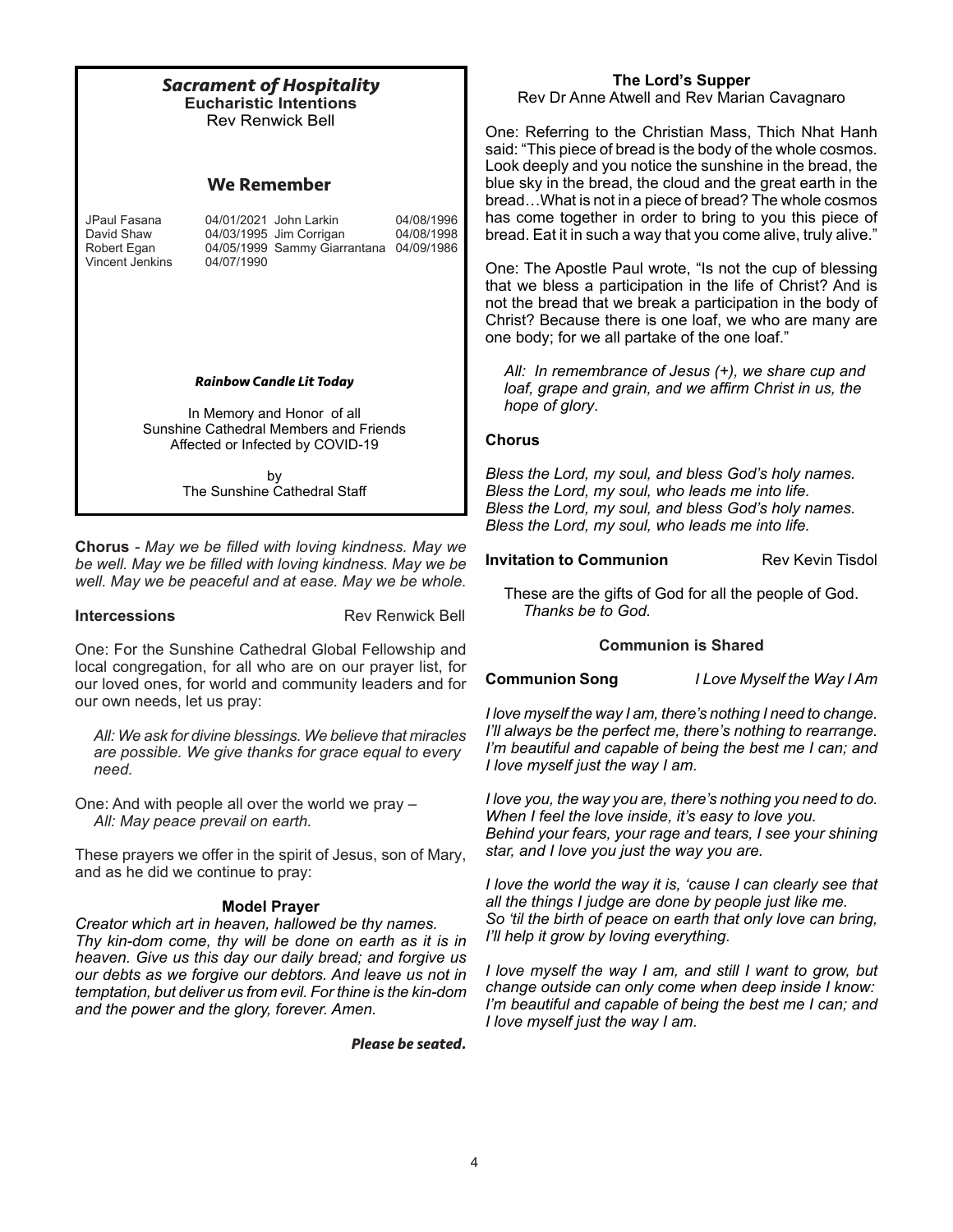## *Sacrament of Hospitality*

**Eucharistic Intentions**

Rev Renwick Bell

## We Remember

| | | | |
|---|---|---|---|
| JPaul Fasana | 04/01/2021 | John Larkin | 04/08/1996 |
| David Shaw | 04/03/1995 | Jim Corrigan | 04/08/1998 |
| Robert Egan | 04/05/1999 | Sammy Giarrantana | 04/09/1986 |
| Vincent Jenkins | 04/07/1990 | | |

***Rainbow Candle Lit Today***

In Memory and Honor of all Sunshine Cathedral Members and Friends Affected or Infected by COVID-19

by
The Sunshine Cathedral Staff

**Chorus** - *May we be filled with loving kindness. May we be well. May we be filled with loving kindness. May we be well. May we be peaceful and at ease. May we be whole.*

**Intercessions** Rev Renwick Bell

One: For the Sunshine Cathedral Global Fellowship and local congregation, for all who are on our prayer list, for our loved ones, for world and community leaders and for our own needs, let us pray:

*All: We ask for divine blessings. We believe that miracles are possible. We give thanks for grace equal to every need.*

One: And with people all over the world we pray –
*All: May peace prevail on earth.*

These prayers we offer in the spirit of Jesus, son of Mary, and as he did we continue to pray:

**Model Prayer**

*Creator which art in heaven, hallowed be thy names. Thy kin-dom come, thy will be done on earth as it is in heaven. Give us this day our daily bread; and forgive us our debts as we forgive our debtors. And leave us not in temptation, but deliver us from evil. For thine is the kin-dom and the power and the glory, forever. Amen.*

***Please be seated.***

**The Lord's Supper**

Rev Dr Anne Atwell and Rev Marian Cavagnaro

One: Referring to the Christian Mass, Thich Nhat Hanh said: "This piece of bread is the body of the whole cosmos. Look deeply and you notice the sunshine in the bread, the blue sky in the bread, the cloud and the great earth in the bread…What is not in a piece of bread? The whole cosmos has come together in order to bring to you this piece of bread. Eat it in such a way that you come alive, truly alive."

One: The Apostle Paul wrote, "Is not the cup of blessing that we bless a participation in the life of Christ? And is not the bread that we break a participation in the body of Christ? Because there is one loaf, we who are many are one body; for we all partake of the one loaf."

*All: In remembrance of Jesus (+), we share cup and loaf, grape and grain, and we affirm Christ in us, the hope of glory.*

**Chorus**

*Bless the Lord, my soul, and bless God's holy names.*
*Bless the Lord, my soul, who leads me into life.*
*Bless the Lord, my soul, and bless God's holy names.*
*Bless the Lord, my soul, who leads me into life.*

**Invitation to Communion** Rev Kevin Tisdol

These are the gifts of God for all the people of God.
*Thanks be to God.*

**Communion is Shared**

**Communion Song** *I Love Myself the Way I Am*

*I love myself the way I am, there's nothing I need to change. I'll always be the perfect me, there's nothing to rearrange. I'm beautiful and capable of being the best me I can; and I love myself just the way I am.*

*I love you, the way you are, there's nothing you need to do. When I feel the love inside, it's easy to love you. Behind your fears, your rage and tears, I see your shining star, and I love you just the way you are.*

*I love the world the way it is, 'cause I can clearly see that all the things I judge are done by people just like me. So 'til the birth of peace on earth that only love can bring, I'll help it grow by loving everything.*

*I love myself the way I am, and still I want to grow, but change outside can only come when deep inside I know: I'm beautiful and capable of being the best me I can; and I love myself just the way I am.*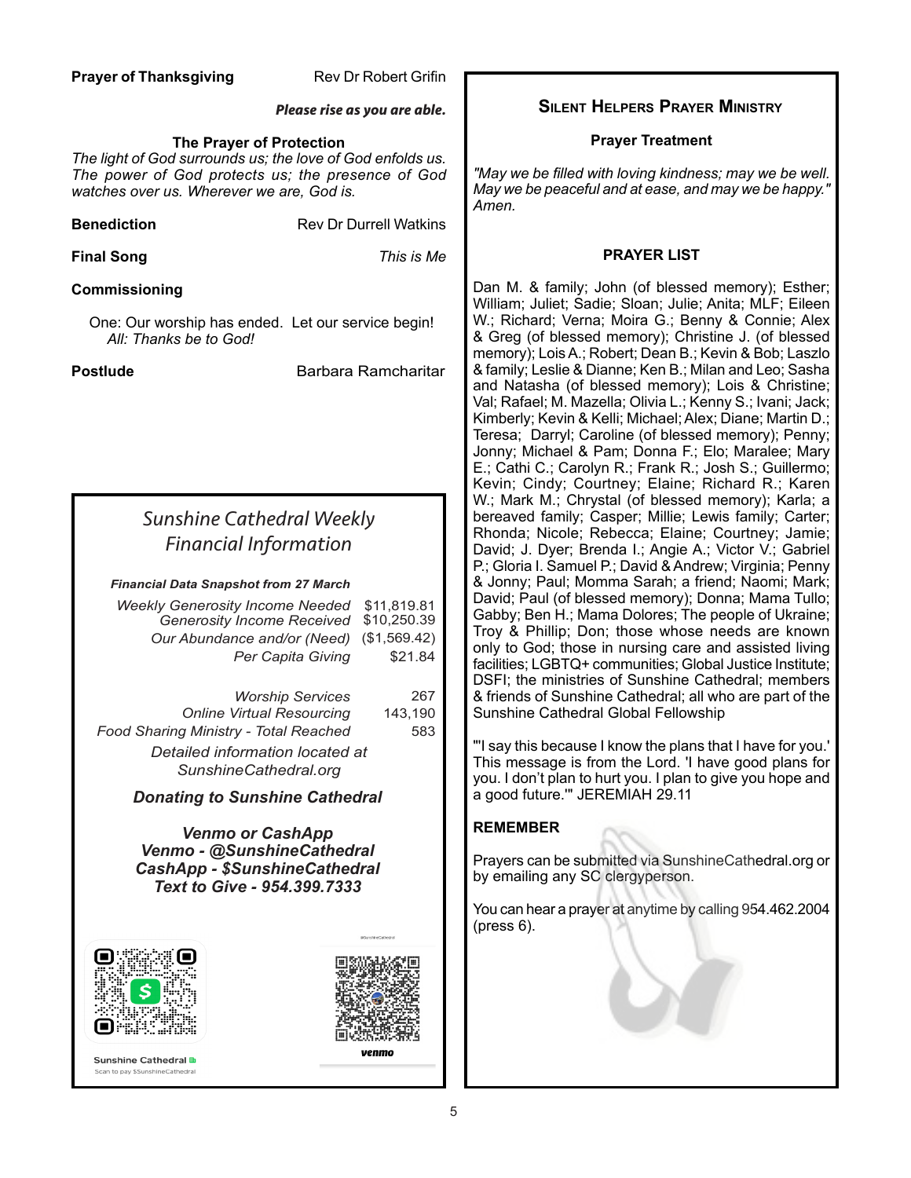**Prayer of Thanksgiving** Rev Dr Robert Grifin

***Please rise as you are able.***

**The Prayer of Protection**

*The light of God surrounds us; the love of God enfolds us. The power of God protects us; the presence of God watches over us. Wherever we are, God is.*

**Benediction** Rev Dr Durrell Watkins

**Final Song** *This is Me*

**Commissioning**

One: Our worship has ended. Let our service begin!
*All: Thanks be to God!*

**Postlude** Barbara Ramcharitar

## *Sunshine Cathedral Weekly Financial Information*

***Financial Data Snapshot from 27 March***

| | |
|---|---|
| *Weekly Generosity Income Needed* | $11,819.81 |
| *Generosity Income Received* | $10,250.39 |
| *Our Abundance and/or (Need)* | ($1,569.42) |
| *Per Capita Giving* | $21.84 |
| *Worship Services* | 267 |
| *Online Virtual Resourcing* | 143,190 |
| *Food Sharing Ministry - Total Reached* | 583 |

*Detailed information located at SunshineCathedral.org*

***Donating to Sunshine Cathedral***

***Venmo or CashApp***
***Venmo - @SunshineCathedral***
***CashApp - $SunshineCathedral***
***Text to Give - 954.399.7333***

Sunshine Cathedral
Scan to pay $SunshineCathedral

@SunshineCathedral
venmo

## Silent Helpers Prayer Ministry

**Prayer Treatment**

*"May we be filled with loving kindness; may we be well. May we be peaceful and at ease, and may we be happy." Amen.*

**PRAYER LIST**

Dan M. & family; John (of blessed memory); Esther; William; Juliet; Sadie; Sloan; Julie; Anita; MLF; Eileen W.; Richard; Verna; Moira G.; Benny & Connie; Alex & Greg (of blessed memory); Christine J. (of blessed memory); Lois A.; Robert; Dean B.; Kevin & Bob; Laszlo & family; Leslie & Dianne; Ken B.; Milan and Leo; Sasha and Natasha (of blessed memory); Lois & Christine; Val; Rafael; M. Mazella; Olivia L.; Kenny S.; Ivani; Jack; Kimberly; Kevin & Kelli; Michael; Alex; Diane; Martin D.; Teresa; Darryl; Caroline (of blessed memory); Penny; Jonny; Michael & Pam; Donna F.; Elo; Maralee; Mary E.; Cathi C.; Carolyn R.; Frank R.; Josh S.; Guillermo; Kevin; Cindy; Courtney; Elaine; Richard R.; Karen W.; Mark M.; Chrystal (of blessed memory); Karla; a bereaved family; Casper; Millie; Lewis family; Carter; Rhonda; Nicole; Rebecca; Elaine; Courtney; Jamie; David; J. Dyer; Brenda I.; Angie A.; Victor V.; Gabriel P.; Gloria I. Samuel P.; David & Andrew; Virginia; Penny & Jonny; Paul; Momma Sarah; a friend; Naomi; Mark; David; Paul (of blessed memory); Donna; Mama Tullo; Gabby; Ben H.; Mama Dolores; The people of Ukraine; Troy & Phillip; Don; those whose needs are known only to God; those in nursing care and assisted living facilities; LGBTQ+ communities; Global Justice Institute; DSFI; the ministries of Sunshine Cathedral; members & friends of Sunshine Cathedral; all who are part of the Sunshine Cathedral Global Fellowship

"'I say this because I know the plans that I have for you.' This message is from the Lord. 'I have good plans for you. I don't plan to hurt you. I plan to give you hope and a good future.'" JEREMIAH 29.11

**REMEMBER**

Prayers can be submitted via SunshineCathedral.org or by emailing any SC clergyperson.

You can hear a prayer at anytime by calling 954.462.2004 (press 6).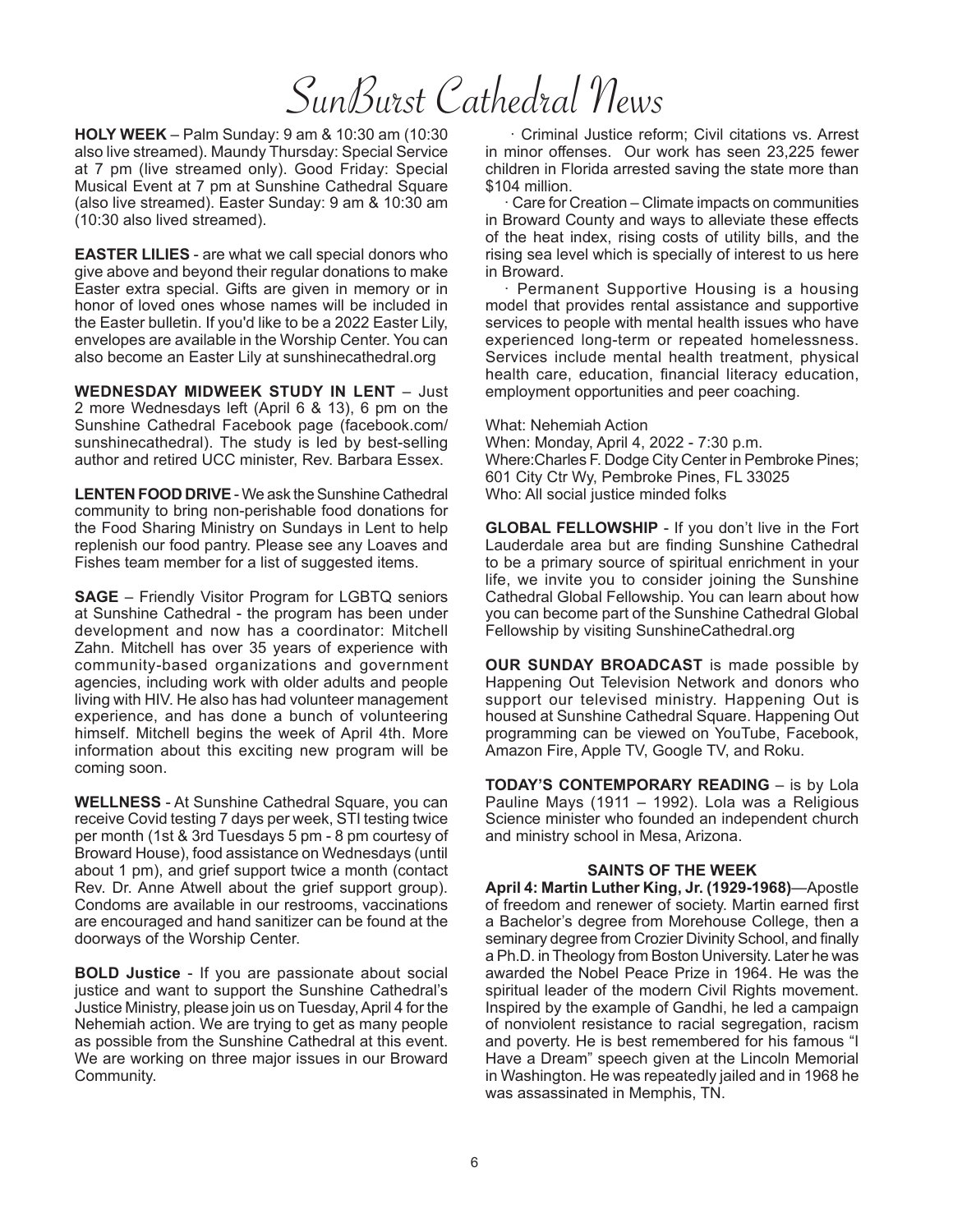# SunBurst Cathedral News

**HOLY WEEK** – Palm Sunday: 9 am & 10:30 am (10:30 also live streamed). Maundy Thursday: Special Service at 7 pm (live streamed only). Good Friday: Special Musical Event at 7 pm at Sunshine Cathedral Square (also live streamed). Easter Sunday: 9 am & 10:30 am (10:30 also lived streamed).

**EASTER LILIES** - are what we call special donors who give above and beyond their regular donations to make Easter extra special. Gifts are given in memory or in honor of loved ones whose names will be included in the Easter bulletin. If you'd like to be a 2022 Easter Lily, envelopes are available in the Worship Center. You can also become an Easter Lily at sunshinecathedral.org

**WEDNESDAY MIDWEEK STUDY IN LENT** – Just 2 more Wednesdays left (April 6 & 13), 6 pm on the Sunshine Cathedral Facebook page (facebook.com/sunshinecathedral). The study is led by best-selling author and retired UCC minister, Rev. Barbara Essex.

**LENTEN FOOD DRIVE** - We ask the Sunshine Cathedral community to bring non-perishable food donations for the Food Sharing Ministry on Sundays in Lent to help replenish our food pantry. Please see any Loaves and Fishes team member for a list of suggested items.

**SAGE** – Friendly Visitor Program for LGBTQ seniors at Sunshine Cathedral - the program has been under development and now has a coordinator: Mitchell Zahn. Mitchell has over 35 years of experience with community-based organizations and government agencies, including work with older adults and people living with HIV. He also has had volunteer management experience, and has done a bunch of volunteering himself. Mitchell begins the week of April 4th. More information about this exciting new program will be coming soon.

**WELLNESS** - At Sunshine Cathedral Square, you can receive Covid testing 7 days per week, STI testing twice per month (1st & 3rd Tuesdays 5 pm - 8 pm courtesy of Broward House), food assistance on Wednesdays (until about 1 pm), and grief support twice a month (contact Rev. Dr. Anne Atwell about the grief support group). Condoms are available in our restrooms, vaccinations are encouraged and hand sanitizer can be found at the doorways of the Worship Center.

**BOLD Justice** - If you are passionate about social justice and want to support the Sunshine Cathedral's Justice Ministry, please join us on Tuesday, April 4 for the Nehemiah action. We are trying to get as many people as possible from the Sunshine Cathedral at this event. We are working on three major issues in our Broward Community.

· Criminal Justice reform; Civil citations vs. Arrest in minor offenses. Our work has seen 23,225 fewer children in Florida arrested saving the state more than $104 million.

· Care for Creation – Climate impacts on communities in Broward County and ways to alleviate these effects of the heat index, rising costs of utility bills, and the rising sea level which is specially of interest to us here in Broward.

· Permanent Supportive Housing is a housing model that provides rental assistance and supportive services to people with mental health issues who have experienced long-term or repeated homelessness. Services include mental health treatment, physical health care, education, financial literacy education, employment opportunities and peer coaching.

What: Nehemiah Action
When: Monday, April 4, 2022 - 7:30 p.m.
Where:Charles F. Dodge City Center in Pembroke Pines; 601 City Ctr Wy, Pembroke Pines, FL 33025
Who: All social justice minded folks

**GLOBAL FELLOWSHIP** - If you don't live in the Fort Lauderdale area but are finding Sunshine Cathedral to be a primary source of spiritual enrichment in your life, we invite you to consider joining the Sunshine Cathedral Global Fellowship. You can learn about how you can become part of the Sunshine Cathedral Global Fellowship by visiting SunshineCathedral.org

**OUR SUNDAY BROADCAST** is made possible by Happening Out Television Network and donors who support our televised ministry. Happening Out is housed at Sunshine Cathedral Square. Happening Out programming can be viewed on YouTube, Facebook, Amazon Fire, Apple TV, Google TV, and Roku.

**TODAY'S CONTEMPORARY READING** – is by Lola Pauline Mays (1911 – 1992). Lola was a Religious Science minister who founded an independent church and ministry school in Mesa, Arizona.

**SAINTS OF THE WEEK**

**April 4: Martin Luther King, Jr. (1929-1968)**—Apostle of freedom and renewer of society. Martin earned first a Bachelor's degree from Morehouse College, then a seminary degree from Crozier Divinity School, and finally a Ph.D. in Theology from Boston University. Later he was awarded the Nobel Peace Prize in 1964. He was the spiritual leader of the modern Civil Rights movement. Inspired by the example of Gandhi, he led a campaign of nonviolent resistance to racial segregation, racism and poverty. He is best remembered for his famous "I Have a Dream" speech given at the Lincoln Memorial in Washington. He was repeatedly jailed and in 1968 he was assassinated in Memphis, TN.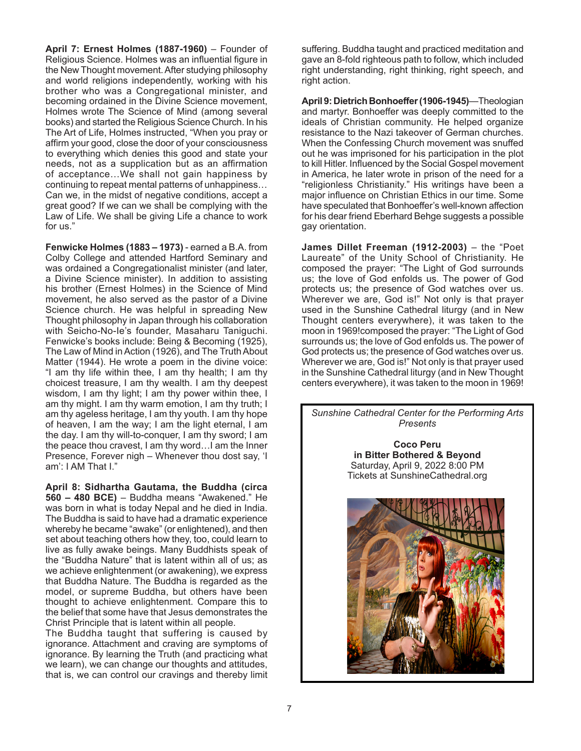**April 7: Ernest Holmes (1887-1960)** – Founder of Religious Science. Holmes was an influential figure in the New Thought movement. After studying philosophy and world religions independently, working with his brother who was a Congregational minister, and becoming ordained in the Divine Science movement, Holmes wrote The Science of Mind (among several books) and started the Religious Science Church. In his The Art of Life, Holmes instructed, "When you pray or affirm your good, close the door of your consciousness to everything which denies this good and state your needs, not as a supplication but as an affirmation of acceptance…We shall not gain happiness by continuing to repeat mental patterns of unhappiness… Can we, in the midst of negative conditions, accept a great good? If we can we shall be complying with the Law of Life. We shall be giving Life a chance to work for us."

**Fenwicke Holmes (1883 – 1973)** - earned a B.A. from Colby College and attended Hartford Seminary and was ordained a Congregationalist minister (and later, a Divine Science minister). In addition to assisting his brother (Ernest Holmes) in the Science of Mind movement, he also served as the pastor of a Divine Science church. He was helpful in spreading New Thought philosophy in Japan through his collaboration with Seicho-No-Ie's founder, Masaharu Taniguchi. Fenwicke's books include: Being & Becoming (1925), The Law of Mind in Action (1926), and The Truth About Matter (1944). He wrote a poem in the divine voice: "I am thy life within thee, I am thy health; I am thy choicest treasure, I am thy wealth. I am thy deepest wisdom, I am thy light; I am thy power within thee, I am thy might. I am thy warm emotion, I am thy truth; I am thy ageless heritage, I am thy youth. I am thy hope of heaven, I am the way; I am the light eternal, I am the day. I am thy will-to-conquer, I am thy sword; I am the peace thou cravest, I am thy word…I am the Inner Presence, Forever nigh – Whenever thou dost say, 'I am': I AM That I."

**April 8: Sidhartha Gautama, the Buddha (circa 560 – 480 BCE)** – Buddha means "Awakened." He was born in what is today Nepal and he died in India. The Buddha is said to have had a dramatic experience whereby he became "awake" (or enlightened), and then set about teaching others how they, too, could learn to live as fully awake beings. Many Buddhists speak of the "Buddha Nature" that is latent within all of us; as we achieve enlightenment (or awakening), we express that Buddha Nature. The Buddha is regarded as the model, or supreme Buddha, but others have been thought to achieve enlightenment. Compare this to the belief that some have that Jesus demonstrates the Christ Principle that is latent within all people.
The Buddha taught that suffering is caused by ignorance. Attachment and craving are symptoms of ignorance. By learning the Truth (and practicing what we learn), we can change our thoughts and attitudes, that is, we can control our cravings and thereby limit suffering. Buddha taught and practiced meditation and gave an 8-fold righteous path to follow, which included right understanding, right thinking, right speech, and right action.

**April 9: Dietrich Bonhoeffer (1906-1945)**—Theologian and martyr. Bonhoeffer was deeply committed to the ideals of Christian community. He helped organize resistance to the Nazi takeover of German churches. When the Confessing Church movement was snuffed out he was imprisoned for his participation in the plot to kill Hitler. Influenced by the Social Gospel movement in America, he later wrote in prison of the need for a "religionless Christianity." His writings have been a major influence on Christian Ethics in our time. Some have speculated that Bonhoeffer's well-known affection for his dear friend Eberhard Behge suggests a possible gay orientation.

**James Dillet Freeman (1912-2003)** – the "Poet Laureate" of the Unity School of Christianity. He composed the prayer: "The Light of God surrounds us; the love of God enfolds us. The power of God protects us; the presence of God watches over us. Wherever we are, God is!" Not only is that prayer used in the Sunshine Cathedral liturgy (and in New Thought centers everywhere), it was taken to the moon in 1969!composed the prayer: "The Light of God surrounds us; the love of God enfolds us. The power of God protects us; the presence of God watches over us. Wherever we are, God is!" Not only is that prayer used in the Sunshine Cathedral liturgy (and in New Thought centers everywhere), it was taken to the moon in 1969!

*Sunshine Cathedral Center for the Performing Arts Presents*

**Coco Peru**
**in Bitter Bothered & Beyond**
Saturday, April 9, 2022 8:00 PM
Tickets at SunshineCathedral.org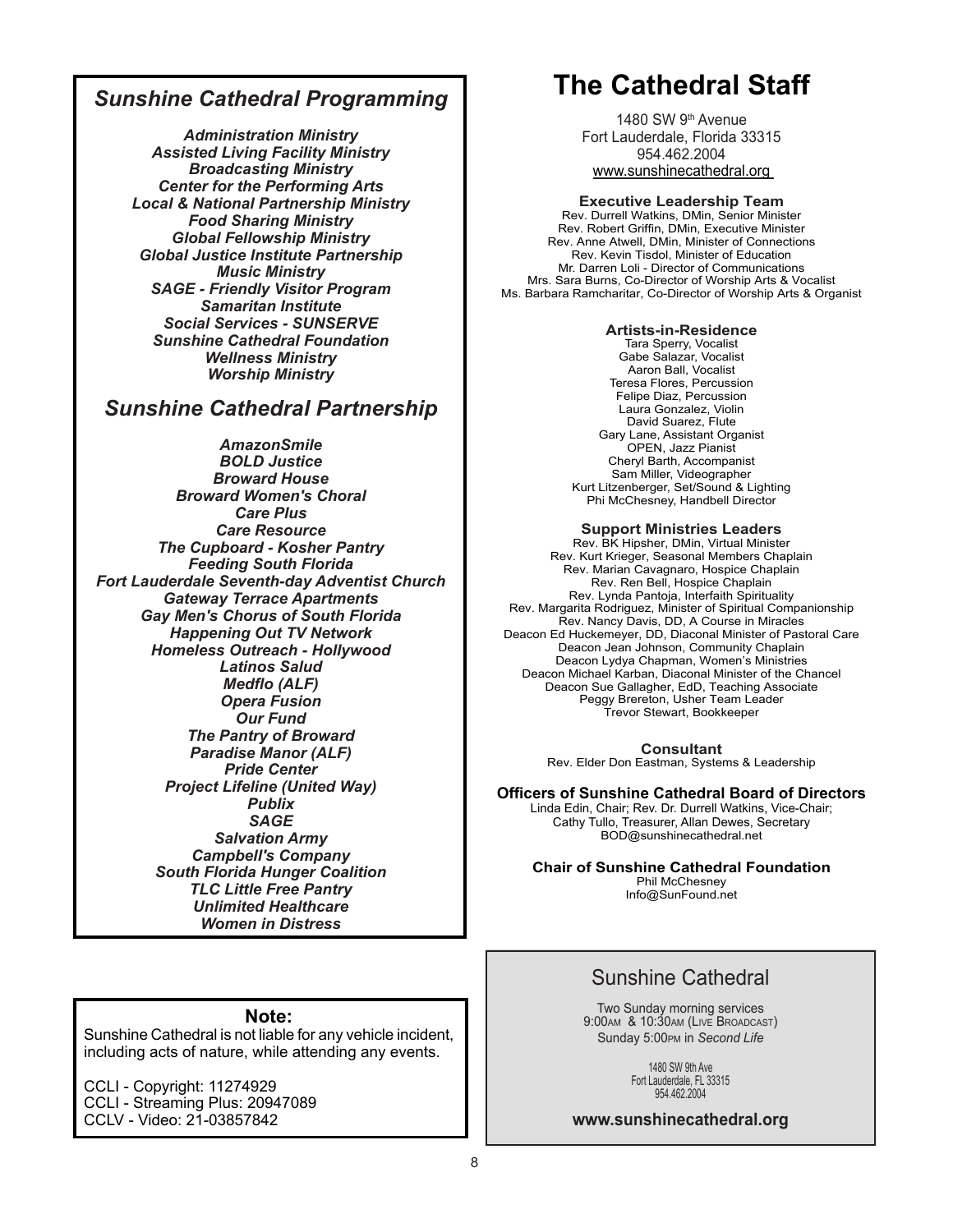## *Sunshine Cathedral Programming*

***Administration Ministry***
***Assisted Living Facility Ministry***
***Broadcasting Ministry***
***Center for the Performing Arts***
***Local & National Partnership Ministry***
***Food Sharing Ministry***
***Global Fellowship Ministry***
***Global Justice Institute Partnership***
***Music Ministry***
***SAGE - Friendly Visitor Program***
***Samaritan Institute***
***Social Services - SUNSERVE***
***Sunshine Cathedral Foundation***
***Wellness Ministry***
***Worship Ministry***

## *Sunshine Cathedral Partnership*

***AmazonSmile***
***BOLD Justice***
***Broward House***
***Broward Women's Choral***
***Care Plus***
***Care Resource***
***The Cupboard - Kosher Pantry***
***Feeding South Florida***
***Fort Lauderdale Seventh-day Adventist Church***
***Gateway Terrace Apartments***
***Gay Men's Chorus of South Florida***
***Happening Out TV Network***
***Homeless Outreach - Hollywood***
***Latinos Salud***
***Medflo (ALF)***
***Opera Fusion***
***Our Fund***
***The Pantry of Broward***
***Paradise Manor (ALF)***
***Pride Center***
***Project Lifeline (United Way)***
***Publix***
***SAGE***
***Salvation Army***
***Campbell's Company***
***South Florida Hunger Coalition***
***TLC Little Free Pantry***
***Unlimited Healthcare***
***Women in Distress***

### Note:

Sunshine Cathedral is not liable for any vehicle incident, including acts of nature, while attending any events.

CCLI - Copyright: 11274929
CCLI - Streaming Plus: 20947089
CCLV - Video: 21-03857842

# The Cathedral Staff

1480 SW 9th Avenue
Fort Lauderdale, Florida 33315
954.462.2004
www.sunshinecathedral.org

**Executive Leadership Team**
Rev. Durrell Watkins, DMin, Senior Minister
Rev. Robert Griffin, DMin, Executive Minister
Rev. Anne Atwell, DMin, Minister of Connections
Rev. Kevin Tisdol, Minister of Education
Mr. Darren Loli - Director of Communications
Mrs. Sara Burns, Co-Director of Worship Arts & Vocalist
Ms. Barbara Ramcharitar, Co-Director of Worship Arts & Organist

**Artists-in-Residence**
Tara Sperry, Vocalist
Gabe Salazar, Vocalist
Aaron Ball, Vocalist
Teresa Flores, Percussion
Felipe Diaz, Percussion
Laura Gonzalez, Violin
David Suarez, Flute
Gary Lane, Assistant Organist
OPEN, Jazz Pianist
Cheryl Barth, Accompanist
Sam Miller, Videographer
Kurt Litzenberger, Set/Sound & Lighting
Phi McChesney, Handbell Director

**Support Ministries Leaders**
Rev. BK Hipsher, DMin, Virtual Minister
Rev. Kurt Krieger, Seasonal Members Chaplain
Rev. Marian Cavagnaro, Hospice Chaplain
Rev. Ren Bell, Hospice Chaplain
Rev. Lynda Pantoja, Interfaith Spirituality
Rev. Margarita Rodriguez, Minister of Spiritual Companionship
Rev. Nancy Davis, DD, A Course in Miracles
Deacon Ed Huckemeyer, DD, Diaconal Minister of Pastoral Care
Deacon Jean Johnson, Community Chaplain
Deacon Lydya Chapman, Women's Ministries
Deacon Michael Karban, Diaconal Minister of the Chancel
Deacon Sue Gallagher, EdD, Teaching Associate
Peggy Brereton, Usher Team Leader
Trevor Stewart, Bookkeeper

**Consultant**
Rev. Elder Don Eastman, Systems & Leadership

**Officers of Sunshine Cathedral Board of Directors**
Linda Edin, Chair; Rev. Dr. Durrell Watkins, Vice-Chair;
Cathy Tullo, Treasurer, Allan Dewes, Secretary
BOD@sunshinecathedral.net

**Chair of Sunshine Cathedral Foundation**
Phil McChesney
Info@SunFound.net

## Sunshine Cathedral

Two Sunday morning services
9:00AM & 10:30AM (LIVE BROADCAST)
Sunday 5:00PM in *Second Life*

1480 SW 9th Ave
Fort Lauderdale, FL 33315
954.462.2004

**www.sunshinecathedral.org**